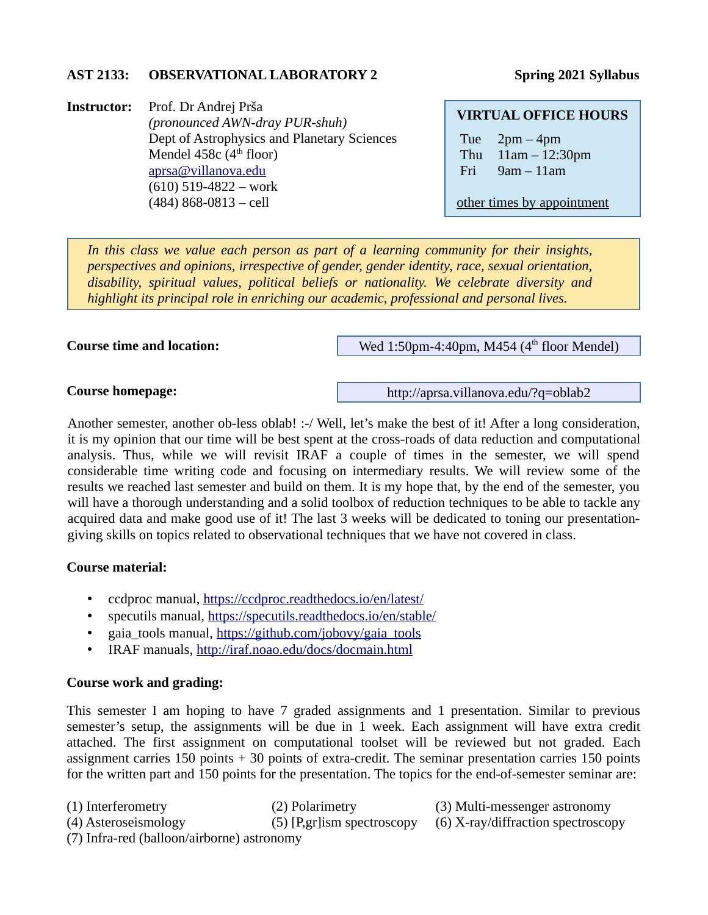**AST 2133: OBSERVATIONAL LABORATORY 2** **Spring 2021 Syllabus**

**Instructor:** Prof. Dr Andrej Prša
*(pronounced AWN-dray PUR-shuh)*
Dept of Astrophysics and Planetary Sciences
Mendel 458c (4th floor)
aprsa@villanova.edu
(610) 519-4822 – work
(484) 868-0813 – cell

**VIRTUAL OFFICE HOURS**

| | |
|---|---|
| Tue | 2pm – 4pm |
| Thu | 11am – 12:30pm |
| Fri | 9am – 11am |

other times by appointment

*In this class we value each person as part of a learning community for their insights, perspectives and opinions, irrespective of gender, gender identity, race, sexual orientation, disability, spiritual values, political beliefs or nationality. We celebrate diversity and highlight its principal role in enriching our academic, professional and personal lives.*

**Course time and location:** Wed 1:50pm-4:40pm, M454 (4th floor Mendel)

**Course homepage:** http://aprsa.villanova.edu/?q=oblab2

Another semester, another ob-less oblab! :-/ Well, let's make the best of it! After a long consideration, it is my opinion that our time will be best spent at the cross-roads of data reduction and computational analysis. Thus, while we will revisit IRAF a couple of times in the semester, we will spend considerable time writing code and focusing on intermediary results. We will review some of the results we reached last semester and build on them. It is my hope that, by the end of the semester, you will have a thorough understanding and a solid toolbox of reduction techniques to be able to tackle any acquired data and make good use of it! The last 3 weeks will be dedicated to toning our presentation-giving skills on topics related to observational techniques that we have not covered in class.

**Course material:**

- ccdproc manual, https://ccdproc.readthedocs.io/en/latest/
- specutils manual, https://specutils.readthedocs.io/en/stable/
- gaia_tools manual, https://github.com/jobovy/gaia_tools
- IRAF manuals, http://iraf.noao.edu/docs/docmain.html

**Course work and grading:**

This semester I am hoping to have 7 graded assignments and 1 presentation. Similar to previous semester's setup, the assignments will be due in 1 week. Each assignment will have extra credit attached. The first assignment on computational toolset will be reviewed but not graded. Each assignment carries 150 points + 30 points of extra-credit. The seminar presentation carries 150 points for the written part and 150 points for the presentation. The topics for the end-of-semester seminar are:

(1) Interferometry
(2) Polarimetry
(3) Multi-messenger astronomy
(4) Asteroseismology
(5) [P,gr]ism spectroscopy
(6) X-ray/diffraction spectroscopy
(7) Infra-red (balloon/airborne) astronomy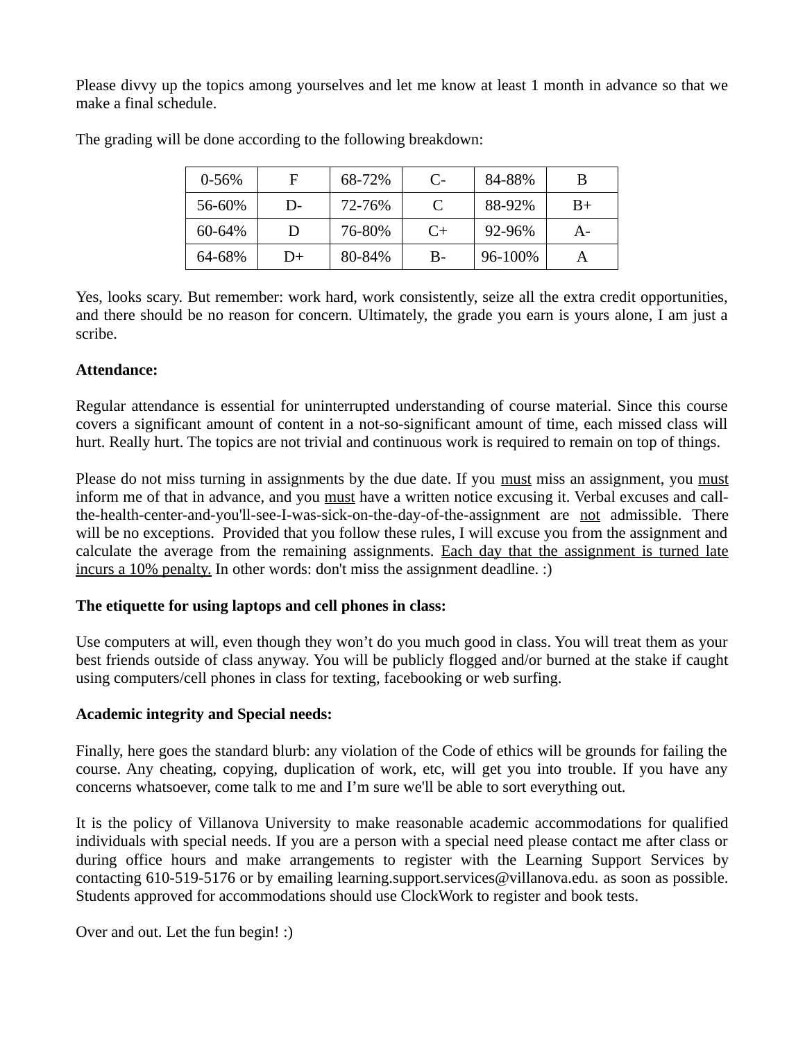Please divvy up the topics among yourselves and let me know at least 1 month in advance so that we make a final schedule.

The grading will be done according to the following breakdown:

| | | | | | |
|---|---|---|---|---|---|
| 0-56% | F | 68-72% | C- | 84-88% | B |
| 56-60% | D- | 72-76% | C | 88-92% | B+ |
| 60-64% | D | 76-80% | C+ | 92-96% | A- |
| 64-68% | D+ | 80-84% | B- | 96-100% | A |

Yes, looks scary. But remember: work hard, work consistently, seize all the extra credit opportunities, and there should be no reason for concern. Ultimately, the grade you earn is yours alone, I am just a scribe.

**Attendance:**

Regular attendance is essential for uninterrupted understanding of course material. Since this course covers a significant amount of content in a not-so-significant amount of time, each missed class will hurt. Really hurt. The topics are not trivial and continuous work is required to remain on top of things.

Please do not miss turning in assignments by the due date. If you <u>must</u> miss an assignment, you <u>must</u> inform me of that in advance, and you <u>must</u> have a written notice excusing it. Verbal excuses and call-the-health-center-and-you'll-see-I-was-sick-on-the-day-of-the-assignment are <u>not</u> admissible. There will be no exceptions. Provided that you follow these rules, I will excuse you from the assignment and calculate the average from the remaining assignments. <u>Each day that the assignment is turned late incurs a 10% penalty.</u> In other words: don't miss the assignment deadline. :)

**The etiquette for using laptops and cell phones in class:**

Use computers at will, even though they won't do you much good in class. You will treat them as your best friends outside of class anyway. You will be publicly flogged and/or burned at the stake if caught using computers/cell phones in class for texting, facebooking or web surfing.

**Academic integrity and Special needs:**

Finally, here goes the standard blurb: any violation of the Code of ethics will be grounds for failing the course. Any cheating, copying, duplication of work, etc, will get you into trouble. If you have any concerns whatsoever, come talk to me and I'm sure we'll be able to sort everything out.

It is the policy of Villanova University to make reasonable academic accommodations for qualified individuals with special needs. If you are a person with a special need please contact me after class or during office hours and make arrangements to register with the Learning Support Services by contacting 610-519-5176 or by emailing learning.support.services@villanova.edu. as soon as possible. Students approved for accommodations should use ClockWork to register and book tests.

Over and out. Let the fun begin! :)